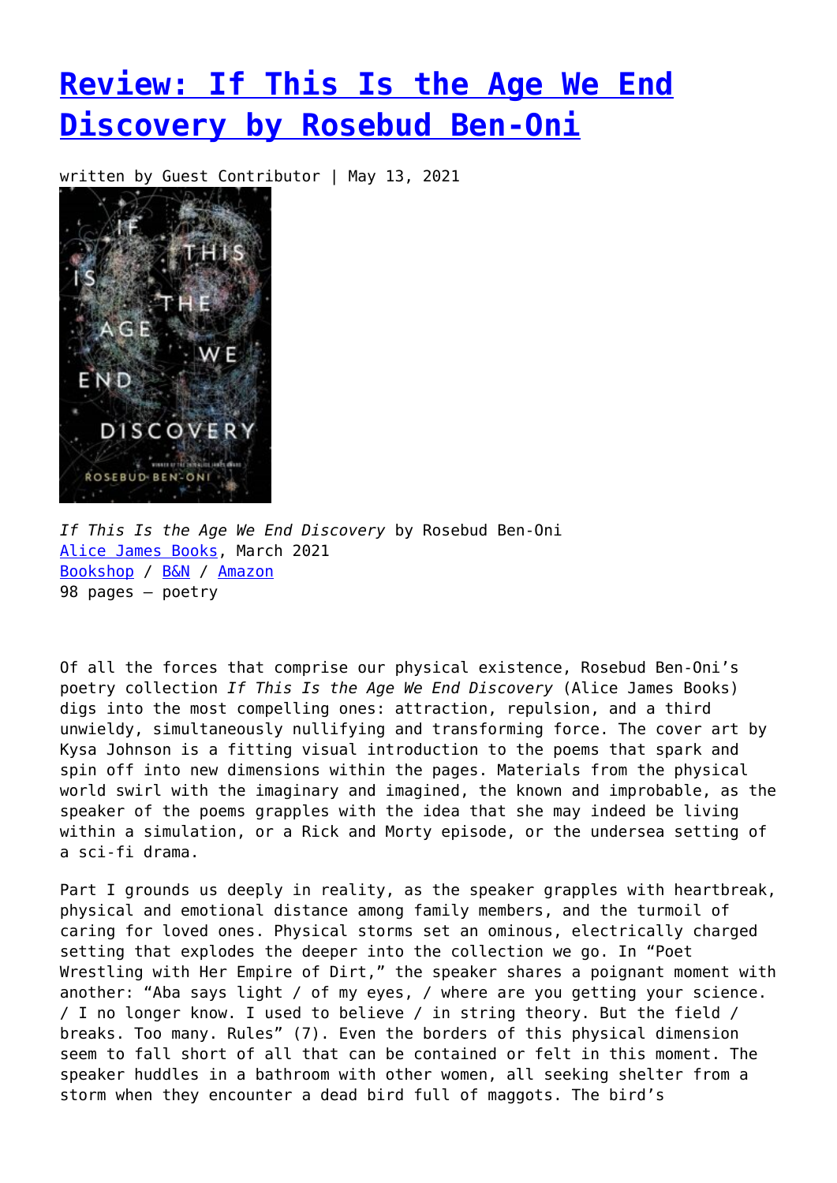# Review: If This Is the Age We End Discovery by Rosebud Ben-Oni

written by Guest Contributor | May 13, 2021

*If This Is the Age We End Discovery* by Rosebud Ben-Oni
Alice James Books, March 2021
Bookshop / B&N / Amazon
98 pages – poetry

Of all the forces that comprise our physical existence, Rosebud Ben-Oni's poetry collection *If This Is the Age We End Discovery* (Alice James Books) digs into the most compelling ones: attraction, repulsion, and a third unwieldy, simultaneously nullifying and transforming force. The cover art by Kysa Johnson is a fitting visual introduction to the poems that spark and spin off into new dimensions within the pages. Materials from the physical world swirl with the imaginary and imagined, the known and improbable, as the speaker of the poems grapples with the idea that she may indeed be living within a simulation, or a Rick and Morty episode, or the undersea setting of a sci-fi drama.

Part I grounds us deeply in reality, as the speaker grapples with heartbreak, physical and emotional distance among family members, and the turmoil of caring for loved ones. Physical storms set an ominous, electrically charged setting that explodes the deeper into the collection we go. In "Poet Wrestling with Her Empire of Dirt," the speaker shares a poignant moment with another: "Aba says light / of my eyes, / where are you getting your science. / I no longer know. I used to believe / in string theory. But the field / breaks. Too many. Rules" (7). Even the borders of this physical dimension seem to fall short of all that can be contained or felt in this moment. The speaker huddles in a bathroom with other women, all seeking shelter from a storm when they encounter a dead bird full of maggots. The bird's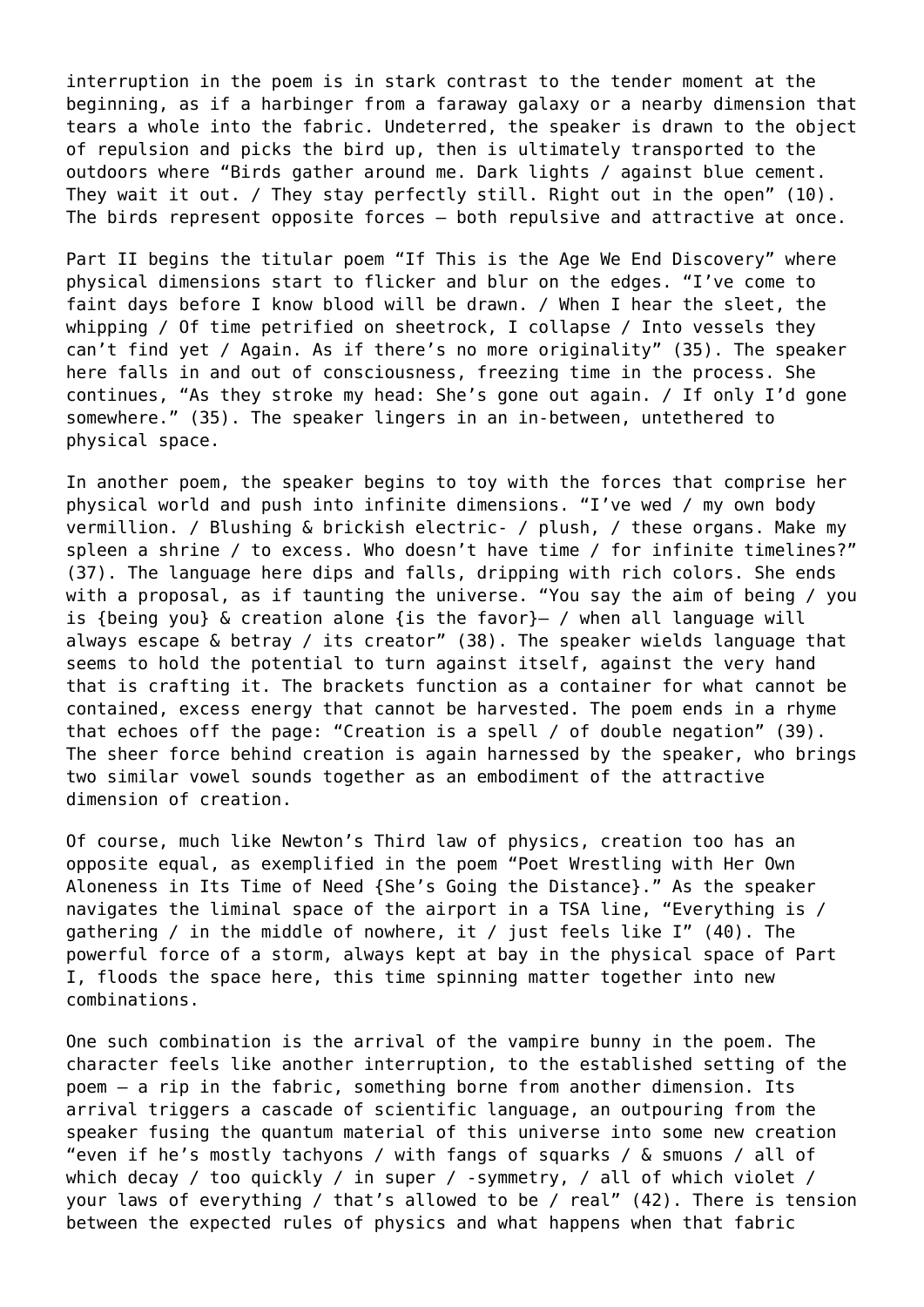interruption in the poem is in stark contrast to the tender moment at the beginning, as if a harbinger from a faraway galaxy or a nearby dimension that tears a whole into the fabric. Undeterred, the speaker is drawn to the object of repulsion and picks the bird up, then is ultimately transported to the outdoors where "Birds gather around me. Dark lights / against blue cement. They wait it out. / They stay perfectly still. Right out in the open" (10). The birds represent opposite forces — both repulsive and attractive at once.

Part II begins the titular poem "If This is the Age We End Discovery" where physical dimensions start to flicker and blur on the edges. "I've come to faint days before I know blood will be drawn. / When I hear the sleet, the whipping / Of time petrified on sheetrock, I collapse / Into vessels they can't find yet / Again. As if there's no more originality" (35). The speaker here falls in and out of consciousness, freezing time in the process. She continues, "As they stroke my head: She's gone out again. / If only I'd gone somewhere." (35). The speaker lingers in an in-between, untethered to physical space.

In another poem, the speaker begins to toy with the forces that comprise her physical world and push into infinite dimensions. "I've wed / my own body vermillion. / Blushing & brickish electric- / plush, / these organs. Make my spleen a shrine / to excess. Who doesn't have time / for infinite timelines?" (37). The language here dips and falls, dripping with rich colors. She ends with a proposal, as if taunting the universe. "You say the aim of being / you is {being you} & creation alone {is the favor}— / when all language will always escape & betray / its creator" (38). The speaker wields language that seems to hold the potential to turn against itself, against the very hand that is crafting it. The brackets function as a container for what cannot be contained, excess energy that cannot be harvested. The poem ends in a rhyme that echoes off the page: "Creation is a spell / of double negation" (39). The sheer force behind creation is again harnessed by the speaker, who brings two similar vowel sounds together as an embodiment of the attractive dimension of creation.

Of course, much like Newton's Third law of physics, creation too has an opposite equal, as exemplified in the poem "Poet Wrestling with Her Own Aloneness in Its Time of Need {She's Going the Distance}." As the speaker navigates the liminal space of the airport in a TSA line, "Everything is / gathering / in the middle of nowhere, it / just feels like I" (40). The powerful force of a storm, always kept at bay in the physical space of Part I, floods the space here, this time spinning matter together into new combinations.

One such combination is the arrival of the vampire bunny in the poem. The character feels like another interruption, to the established setting of the poem — a rip in the fabric, something borne from another dimension. Its arrival triggers a cascade of scientific language, an outpouring from the speaker fusing the quantum material of this universe into some new creation "even if he's mostly tachyons / with fangs of squarks / & smuons / all of which decay / too quickly / in super / -symmetry, / all of which violet / your laws of everything / that's allowed to be / real" (42). There is tension between the expected rules of physics and what happens when that fabric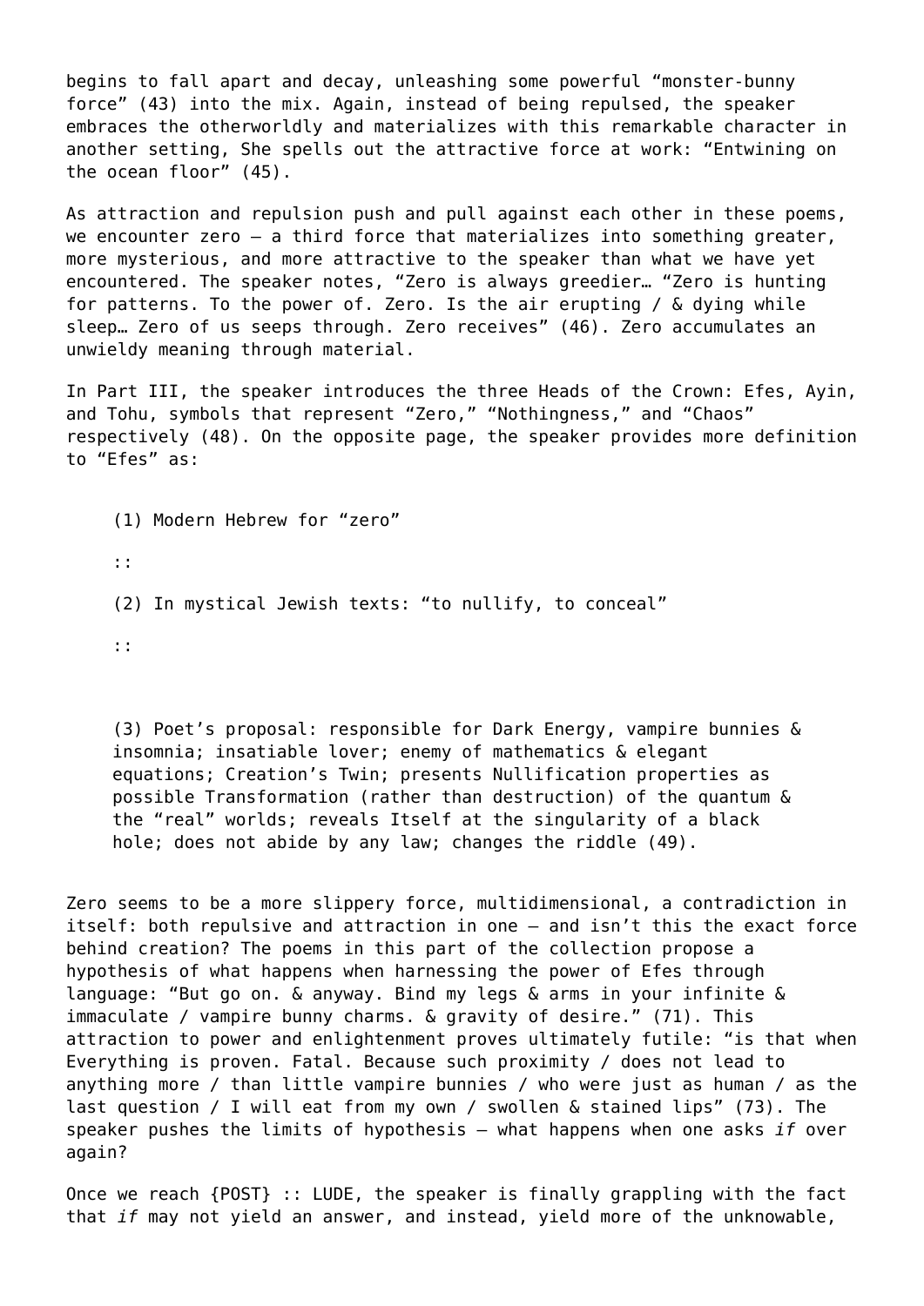begins to fall apart and decay, unleashing some powerful “monster-bunny force” (43) into the mix. Again, instead of being repulsed, the speaker embraces the otherworldly and materializes with this remarkable character in another setting, She spells out the attractive force at work: “Entwining on the ocean floor” (45).

As attraction and repulsion push and pull against each other in these poems, we encounter zero – a third force that materializes into something greater, more mysterious, and more attractive to the speaker than what we have yet encountered. The speaker notes, “Zero is always greedier… “Zero is hunting for patterns. To the power of. Zero. Is the air erupting / & dying while sleep… Zero of us seeps through. Zero receives” (46). Zero accumulates an unwieldy meaning through material.

In Part III, the speaker introduces the three Heads of the Crown: Efes, Ayin, and Tohu, symbols that represent “Zero,” “Nothingness,” and “Chaos” respectively (48). On the opposite page, the speaker provides more definition to “Efes” as:

> (1) Modern Hebrew for “zero”
>
> ::
>
> (2) In mystical Jewish texts: “to nullify, to conceal”
>
> ::
>
> (3) Poet’s proposal: responsible for Dark Energy, vampire bunnies & insomnia; insatiable lover; enemy of mathematics & elegant equations; Creation’s Twin; presents Nullification properties as possible Transformation (rather than destruction) of the quantum & the “real” worlds; reveals Itself at the singularity of a black hole; does not abide by any law; changes the riddle (49).

Zero seems to be a more slippery force, multidimensional, a contradiction in itself: both repulsive and attraction in one – and isn’t this the exact force behind creation? The poems in this part of the collection propose a hypothesis of what happens when harnessing the power of Efes through language: “But go on. & anyway. Bind my legs & arms in your infinite & immaculate / vampire bunny charms. & gravity of desire.” (71). This attraction to power and enlightenment proves ultimately futile: “is that when Everything is proven. Fatal. Because such proximity / does not lead to anything more / than little vampire bunnies / who were just as human / as the last question / I will eat from my own / swollen & stained lips” (73). The speaker pushes the limits of hypothesis – what happens when one asks *if* over again?

Once we reach {POST} :: LUDE, the speaker is finally grappling with the fact that *if* may not yield an answer, and instead, yield more of the unknowable,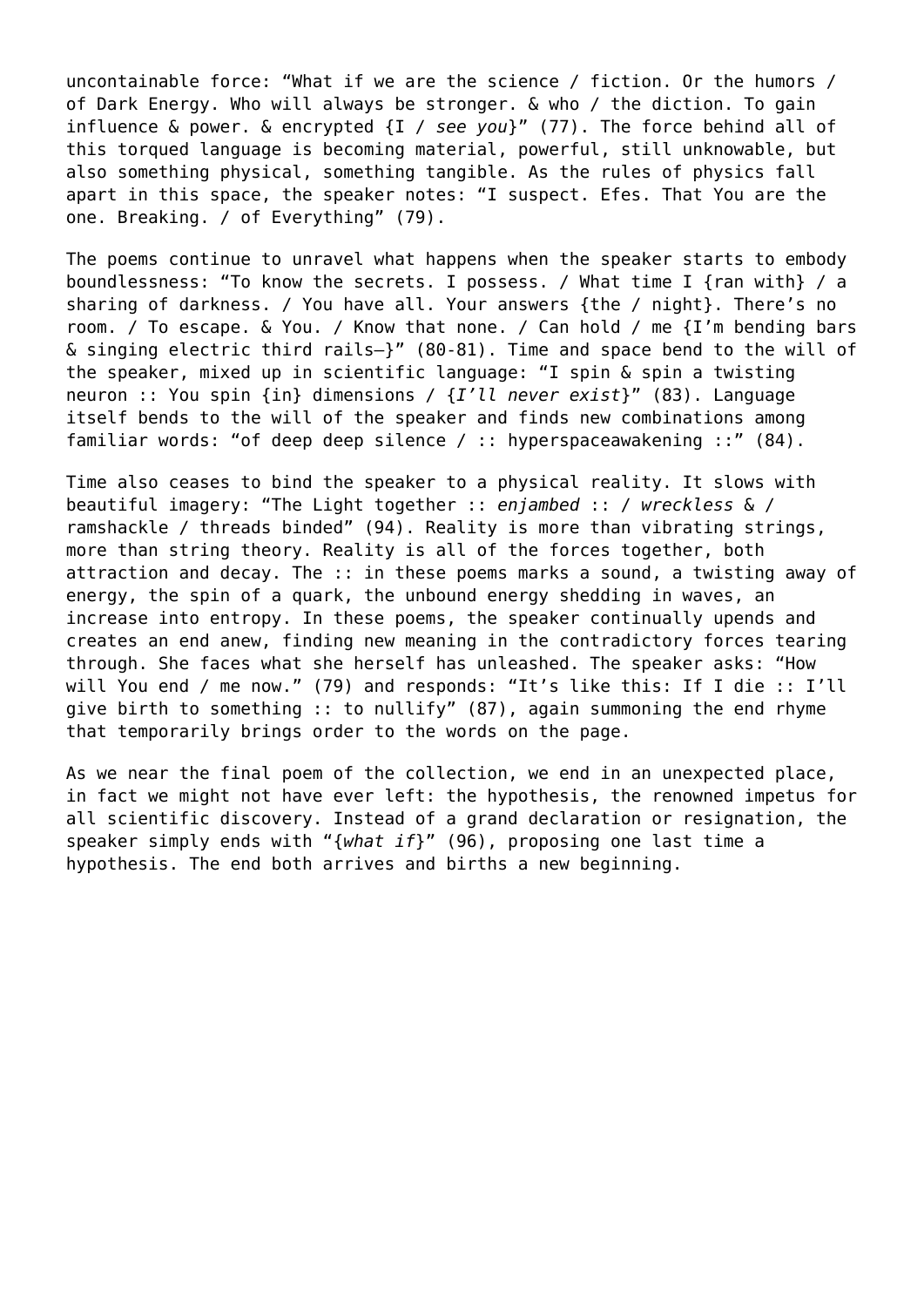uncontainable force: "What if we are the science / fiction. Or the humors / of Dark Energy. Who will always be stronger. & who / the diction. To gain influence & power. & encrypted {I / *see you*}" (77). The force behind all of this torqued language is becoming material, powerful, still unknowable, but also something physical, something tangible. As the rules of physics fall apart in this space, the speaker notes: "I suspect. Efes. That You are the one. Breaking. / of Everything" (79).

The poems continue to unravel what happens when the speaker starts to embody boundlessness: "To know the secrets. I possess. / What time I {ran with} / a sharing of darkness. / You have all. Your answers {the / night}. There's no room. / To escape. & You. / Know that none. / Can hold / me {I'm bending bars & singing electric third rails—}" (80-81). Time and space bend to the will of the speaker, mixed up in scientific language: "I spin & spin a twisting neuron :: You spin {in} dimensions / {*I'll never exist*}" (83). Language itself bends to the will of the speaker and finds new combinations among familiar words: "of deep deep silence / :: hyperspaceawakening ::" (84).

Time also ceases to bind the speaker to a physical reality. It slows with beautiful imagery: "The Light together :: *enjambed* :: / *wreckless* & / ramshackle / threads binded" (94). Reality is more than vibrating strings, more than string theory. Reality is all of the forces together, both attraction and decay. The :: in these poems marks a sound, a twisting away of energy, the spin of a quark, the unbound energy shedding in waves, an increase into entropy. In these poems, the speaker continually upends and creates an end anew, finding new meaning in the contradictory forces tearing through. She faces what she herself has unleashed. The speaker asks: "How will You end / me now." (79) and responds: "It's like this: If I die :: I'll give birth to something :: to nullify" (87), again summoning the end rhyme that temporarily brings order to the words on the page.

As we near the final poem of the collection, we end in an unexpected place, in fact we might not have ever left: the hypothesis, the renowned impetus for all scientific discovery. Instead of a grand declaration or resignation, the speaker simply ends with "{*what if*}" (96), proposing one last time a hypothesis. The end both arrives and births a new beginning.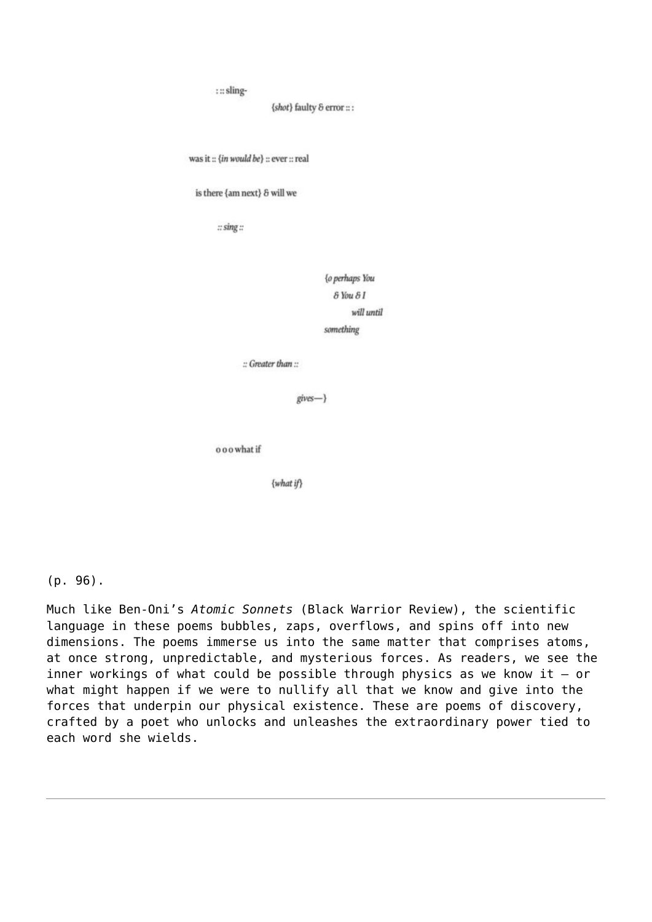: :: sling-

{*shot*} faulty & error :: :

was it :: {*in would be*} :: ever :: real

is there {am next} & will we

*:: sing ::*

*{o perhaps You*

*& You & I*

*will until*

*something*

*:: Greater than ::*

*gives—}*

o o o what if

{*what if*}

(p. 96).

Much like Ben-Oni's *Atomic Sonnets* (Black Warrior Review), the scientific language in these poems bubbles, zaps, overflows, and spins off into new dimensions. The poems immerse us into the same matter that comprises atoms, at once strong, unpredictable, and mysterious forces. As readers, we see the inner workings of what could be possible through physics as we know it – or what might happen if we were to nullify all that we know and give into the forces that underpin our physical existence. These are poems of discovery, crafted by a poet who unlocks and unleashes the extraordinary power tied to each word she wields.

---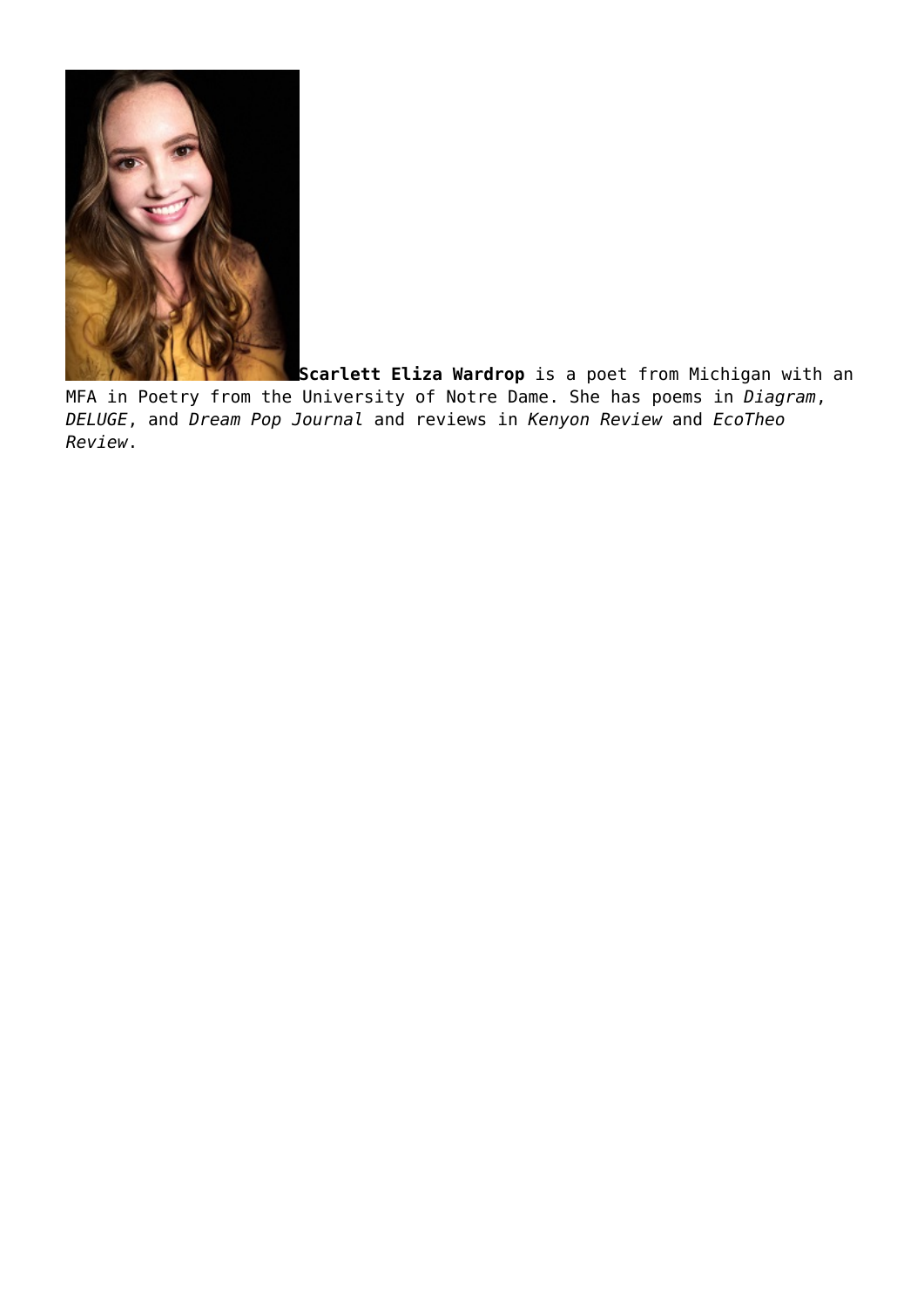**Scarlett Eliza Wardrop** is a poet from Michigan with an MFA in Poetry from the University of Notre Dame. She has poems in *Diagram*, *DELUGE*, and *Dream Pop Journal* and reviews in *Kenyon Review* and *EcoTheo Review*.